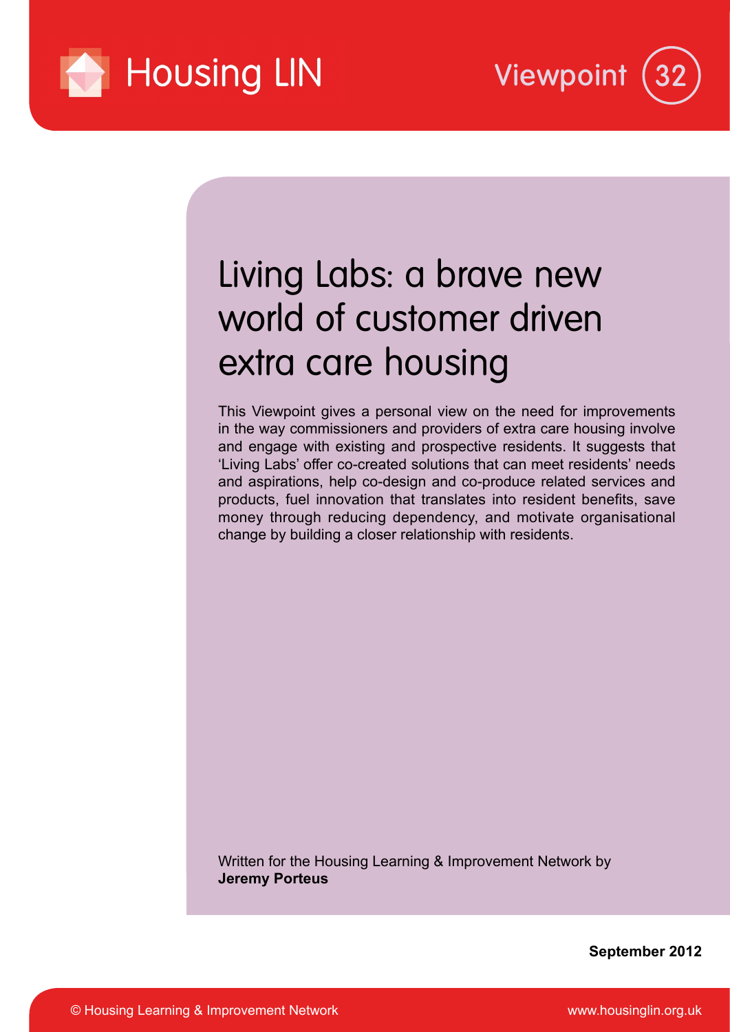Housing LIN

Viewpoint 32

# Living Labs: a brave new world of customer driven extra care housing

This Viewpoint gives a personal view on the need for improvements in the way commissioners and providers of extra care housing involve and engage with existing and prospective residents. It suggests that 'Living Labs' offer co-created solutions that can meet residents' needs and aspirations, help co-design and co-produce related services and products, fuel innovation that translates into resident benefits, save money through reducing dependency, and motivate organisational change by building a closer relationship with residents.

Written for the Housing Learning & Improvement Network by **Jeremy Porteus**

**September 2012**

© Housing Learning & Improvement Network

www.housinglin.org.uk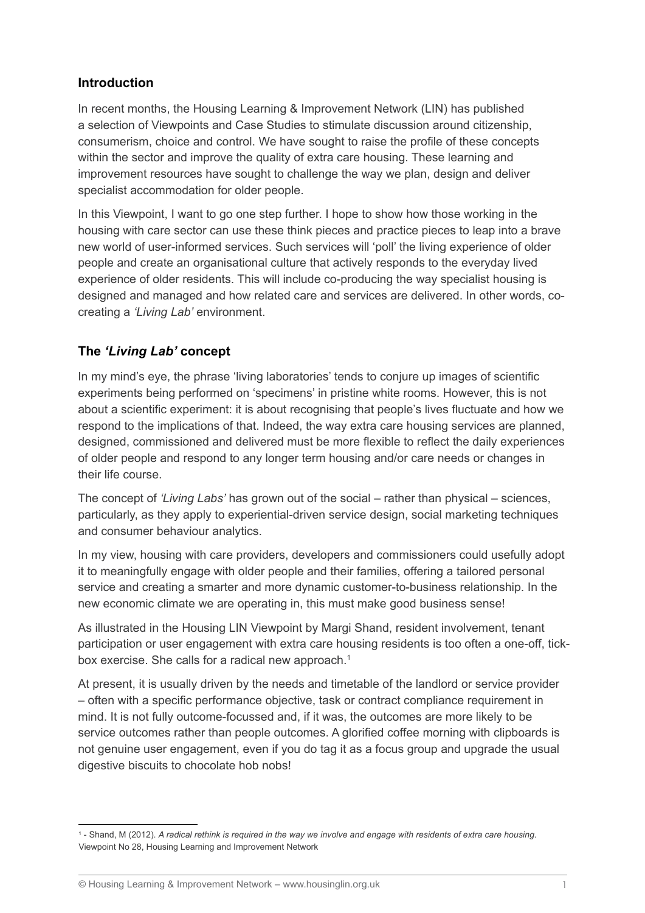## Introduction

In recent months, the Housing Learning & Improvement Network (LIN) has published a selection of Viewpoints and Case Studies to stimulate discussion around citizenship, consumerism, choice and control. We have sought to raise the profile of these concepts within the sector and improve the quality of extra care housing. These learning and improvement resources have sought to challenge the way we plan, design and deliver specialist accommodation for older people.

In this Viewpoint, I want to go one step further. I hope to show how those working in the housing with care sector can use these think pieces and practice pieces to leap into a brave new world of user-informed services. Such services will 'poll' the living experience of older people and create an organisational culture that actively responds to the everyday lived experience of older residents. This will include co-producing the way specialist housing is designed and managed and how related care and services are delivered. In other words, co-creating a *'Living Lab'* environment.

## The *'Living Lab'* concept

In my mind's eye, the phrase 'living laboratories' tends to conjure up images of scientific experiments being performed on 'specimens' in pristine white rooms. However, this is not about a scientific experiment: it is about recognising that people's lives fluctuate and how we respond to the implications of that. Indeed, the way extra care housing services are planned, designed, commissioned and delivered must be more flexible to reflect the daily experiences of older people and respond to any longer term housing and/or care needs or changes in their life course.

The concept of *'Living Labs'* has grown out of the social – rather than physical – sciences, particularly, as they apply to experiential-driven service design, social marketing techniques and consumer behaviour analytics.

In my view, housing with care providers, developers and commissioners could usefully adopt it to meaningfully engage with older people and their families, offering a tailored personal service and creating a smarter and more dynamic customer-to-business relationship. In the new economic climate we are operating in, this must make good business sense!

As illustrated in the Housing LIN Viewpoint by Margi Shand, resident involvement, tenant participation or user engagement with extra care housing residents is too often a one-off, tick-box exercise. She calls for a radical new approach.[1]

At present, it is usually driven by the needs and timetable of the landlord or service provider – often with a specific performance objective, task or contract compliance requirement in mind. It is not fully outcome-focussed and, if it was, the outcomes are more likely to be service outcomes rather than people outcomes. A glorified coffee morning with clipboards is not genuine user engagement, even if you do tag it as a focus group and upgrade the usual digestive biscuits to chocolate hob nobs!

---

[1] - Shand, M (2012). *A radical rethink is required in the way we involve and engage with residents of extra care housing.* Viewpoint No 28, Housing Learning and Improvement Network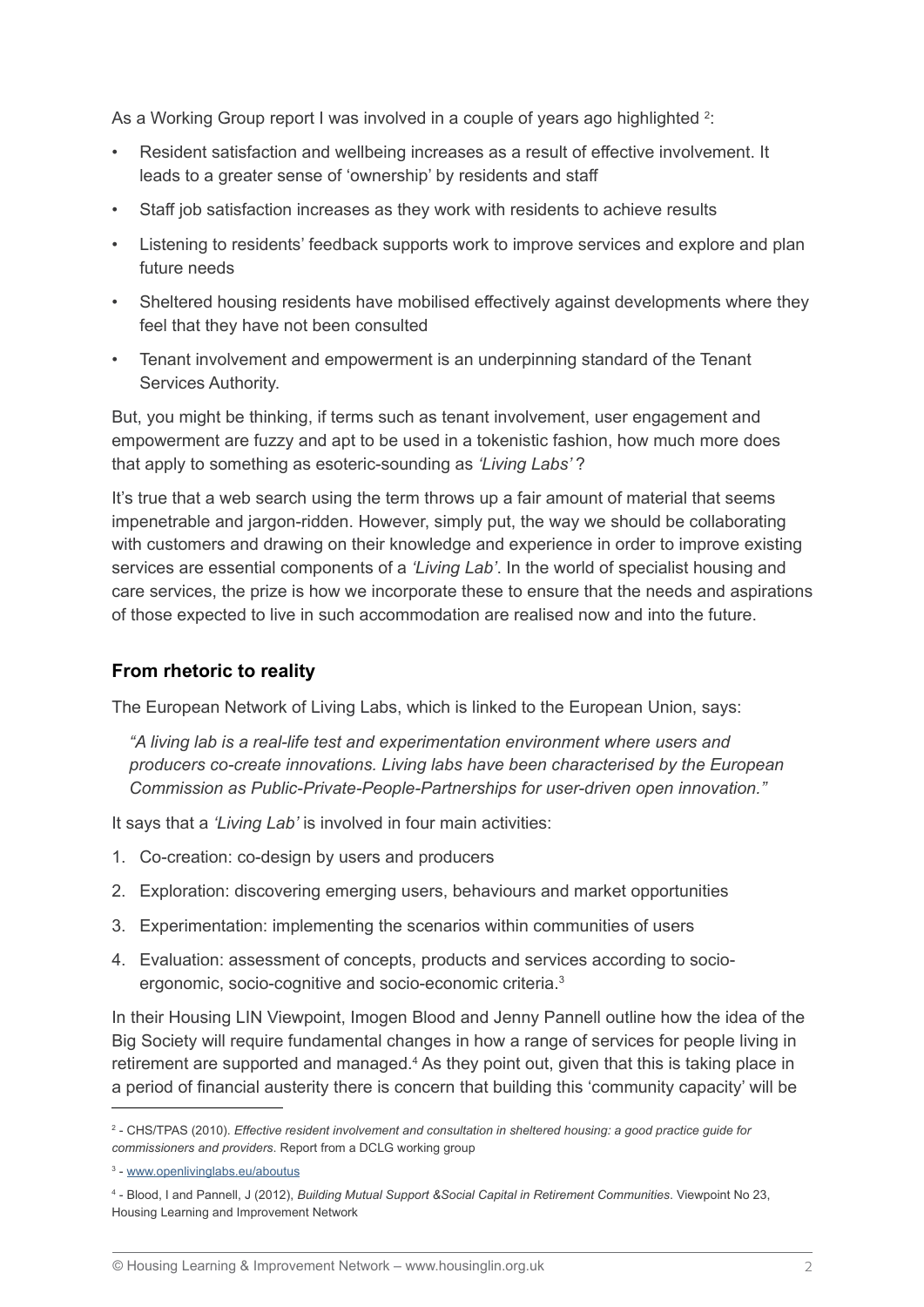As a Working Group report I was involved in a couple of years ago highlighted [2]:

- Resident satisfaction and wellbeing increases as a result of effective involvement. It leads to a greater sense of 'ownership' by residents and staff
- Staff job satisfaction increases as they work with residents to achieve results
- Listening to residents' feedback supports work to improve services and explore and plan future needs
- Sheltered housing residents have mobilised effectively against developments where they feel that they have not been consulted
- Tenant involvement and empowerment is an underpinning standard of the Tenant Services Authority.

But, you might be thinking, if terms such as tenant involvement, user engagement and empowerment are fuzzy and apt to be used in a tokenistic fashion, how much more does that apply to something as esoteric-sounding as *'Living Labs'* ?

It's true that a web search using the term throws up a fair amount of material that seems impenetrable and jargon-ridden. However, simply put, the way we should be collaborating with customers and drawing on their knowledge and experience in order to improve existing services are essential components of a *'Living Lab'*. In the world of specialist housing and care services, the prize is how we incorporate these to ensure that the needs and aspirations of those expected to live in such accommodation are realised now and into the future.

## From rhetoric to reality

The European Network of Living Labs, which is linked to the European Union, says:

> *"A living lab is a real-life test and experimentation environment where users and producers co-create innovations. Living labs have been characterised by the European Commission as Public-Private-People-Partnerships for user-driven open innovation."*

It says that a *'Living Lab'* is involved in four main activities:

1. Co-creation: co-design by users and producers
2. Exploration: discovering emerging users, behaviours and market opportunities
3. Experimentation: implementing the scenarios within communities of users
4. Evaluation: assessment of concepts, products and services according to socio-ergonomic, socio-cognitive and socio-economic criteria.[3]

In their Housing LIN Viewpoint, Imogen Blood and Jenny Pannell outline how the idea of the Big Society will require fundamental changes in how a range of services for people living in retirement are supported and managed.[4] As they point out, given that this is taking place in a period of financial austerity there is concern that building this 'community capacity' will be

---

[2] - CHS/TPAS (2010). *Effective resident involvement and consultation in sheltered housing: a good practice guide for commissioners and providers*. Report from a DCLG working group

[3] - www.openlivinglabs.eu/aboutus

[4] - Blood, I and Pannell, J (2012), *Building Mutual Support &Social Capital in Retirement Communities*. Viewpoint No 23, Housing Learning and Improvement Network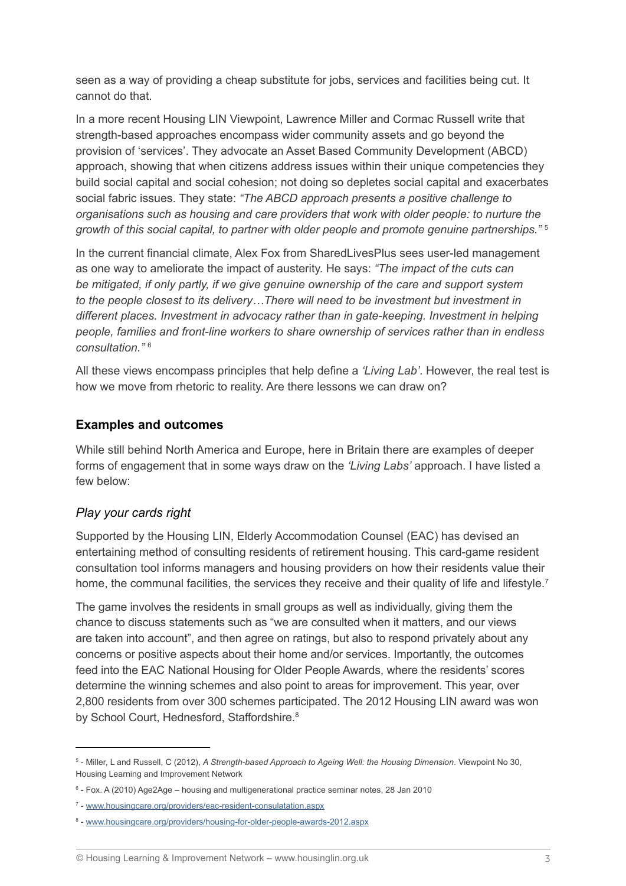seen as a way of providing a cheap substitute for jobs, services and facilities being cut. It cannot do that.

In a more recent Housing LIN Viewpoint, Lawrence Miller and Cormac Russell write that strength-based approaches encompass wider community assets and go beyond the provision of 'services'. They advocate an Asset Based Community Development (ABCD) approach, showing that when citizens address issues within their unique competencies they build social capital and social cohesion; not doing so depletes social capital and exacerbates social fabric issues. They state: *"The ABCD approach presents a positive challenge to organisations such as housing and care providers that work with older people: to nurture the growth of this social capital, to partner with older people and promote genuine partnerships."* [5]

In the current financial climate, Alex Fox from SharedLivesPlus sees user-led management as one way to ameliorate the impact of austerity. He says: *"The impact of the cuts can be mitigated, if only partly, if we give genuine ownership of the care and support system to the people closest to its delivery…There will need to be investment but investment in different places. Investment in advocacy rather than in gate-keeping. Investment in helping people, families and front-line workers to share ownership of services rather than in endless consultation."* [6]

All these views encompass principles that help define a *'Living Lab'*. However, the real test is how we move from rhetoric to reality. Are there lessons we can draw on?

## Examples and outcomes

While still behind North America and Europe, here in Britain there are examples of deeper forms of engagement that in some ways draw on the *'Living Labs'* approach. I have listed a few below:

### *Play your cards right*

Supported by the Housing LIN, Elderly Accommodation Counsel (EAC) has devised an entertaining method of consulting residents of retirement housing. This card-game resident consultation tool informs managers and housing providers on how their residents value their home, the communal facilities, the services they receive and their quality of life and lifestyle.[7]

The game involves the residents in small groups as well as individually, giving them the chance to discuss statements such as "we are consulted when it matters, and our views are taken into account", and then agree on ratings, but also to respond privately about any concerns or positive aspects about their home and/or services. Importantly, the outcomes feed into the EAC National Housing for Older People Awards, where the residents' scores determine the winning schemes and also point to areas for improvement. This year, over 2,800 residents from over 300 schemes participated. The 2012 Housing LIN award was won by School Court, Hednesford, Staffordshire.[8]

---

[5] - Miller, L and Russell, C (2012), *A Strength-based Approach to Ageing Well: the Housing Dimension*. Viewpoint No 30, Housing Learning and Improvement Network

[6] - Fox. A (2010) Age2Age – housing and multigenerational practice seminar notes, 28 Jan 2010

[7] - www.housingcare.org/providers/eac-resident-consulatation.aspx

[8] - www.housingcare.org/providers/housing-for-older-people-awards-2012.aspx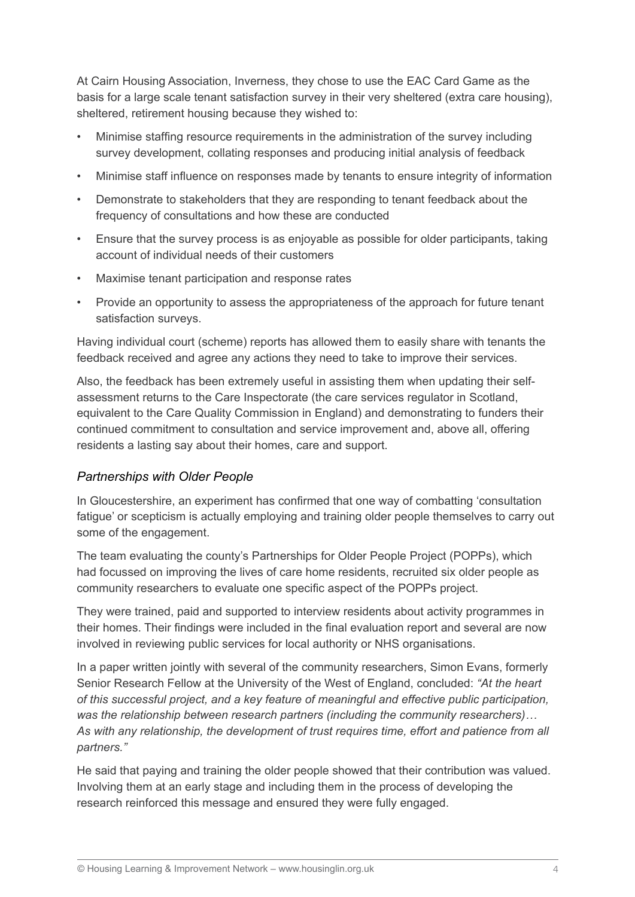At Cairn Housing Association, Inverness, they chose to use the EAC Card Game as the basis for a large scale tenant satisfaction survey in their very sheltered (extra care housing), sheltered, retirement housing because they wished to:

- Minimise staffing resource requirements in the administration of the survey including survey development, collating responses and producing initial analysis of feedback
- Minimise staff influence on responses made by tenants to ensure integrity of information
- Demonstrate to stakeholders that they are responding to tenant feedback about the frequency of consultations and how these are conducted
- Ensure that the survey process is as enjoyable as possible for older participants, taking account of individual needs of their customers
- Maximise tenant participation and response rates
- Provide an opportunity to assess the appropriateness of the approach for future tenant satisfaction surveys.

Having individual court (scheme) reports has allowed them to easily share with tenants the feedback received and agree any actions they need to take to improve their services.

Also, the feedback has been extremely useful in assisting them when updating their self-assessment returns to the Care Inspectorate (the care services regulator in Scotland, equivalent to the Care Quality Commission in England) and demonstrating to funders their continued commitment to consultation and service improvement and, above all, offering residents a lasting say about their homes, care and support.

### *Partnerships with Older People*

In Gloucestershire, an experiment has confirmed that one way of combatting 'consultation fatigue' or scepticism is actually employing and training older people themselves to carry out some of the engagement.

The team evaluating the county's Partnerships for Older People Project (POPPs), which had focussed on improving the lives of care home residents, recruited six older people as community researchers to evaluate one specific aspect of the POPPs project.

They were trained, paid and supported to interview residents about activity programmes in their homes. Their findings were included in the final evaluation report and several are now involved in reviewing public services for local authority or NHS organisations.

In a paper written jointly with several of the community researchers, Simon Evans, formerly Senior Research Fellow at the University of the West of England, concluded: *"At the heart of this successful project, and a key feature of meaningful and effective public participation, was the relationship between research partners (including the community researchers)… As with any relationship, the development of trust requires time, effort and patience from all partners."*

He said that paying and training the older people showed that their contribution was valued. Involving them at an early stage and including them in the process of developing the research reinforced this message and ensured they were fully engaged.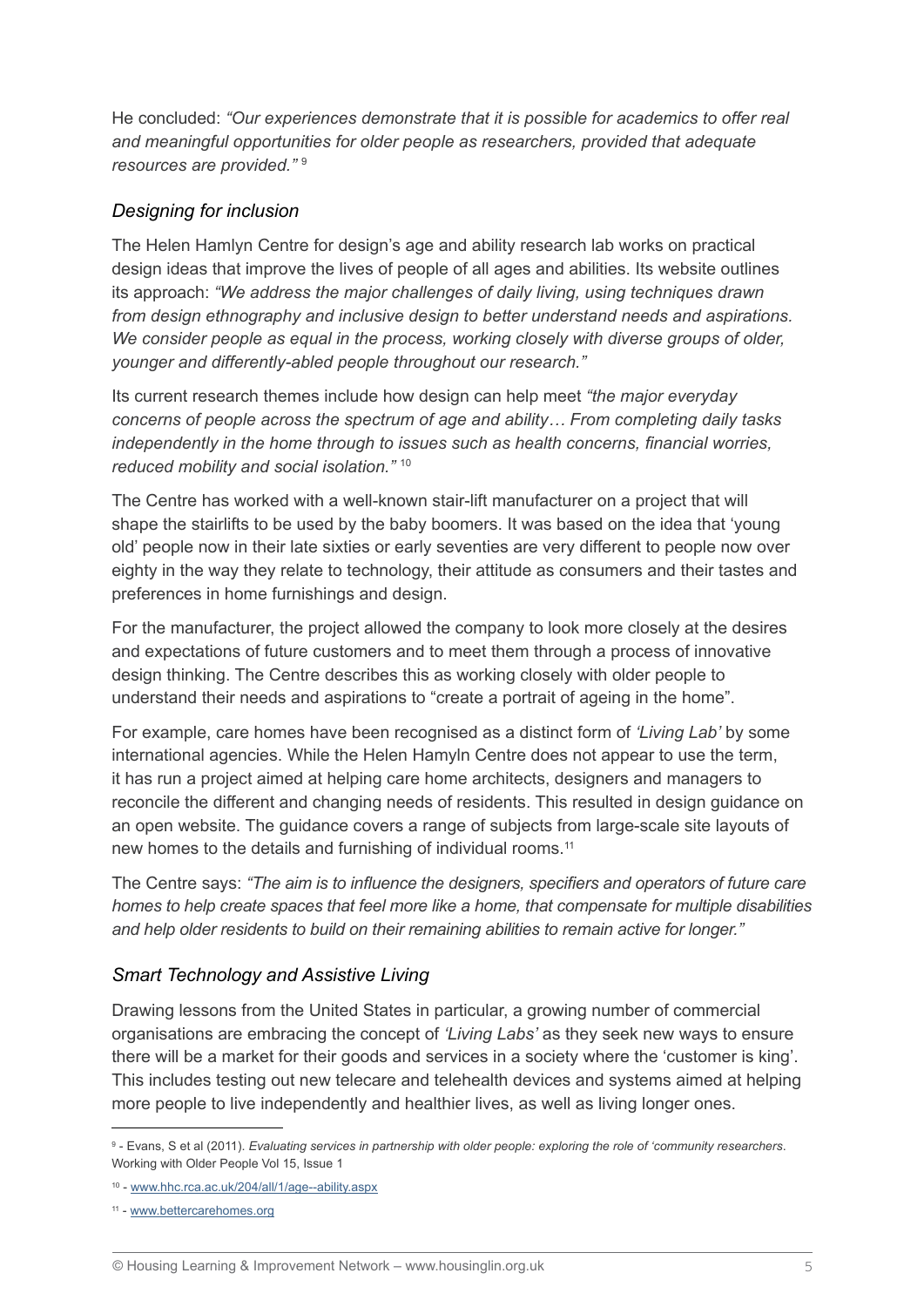He concluded: *"Our experiences demonstrate that it is possible for academics to offer real and meaningful opportunities for older people as researchers, provided that adequate resources are provided."* [9]

### *Designing for inclusion*

The Helen Hamlyn Centre for design's age and ability research lab works on practical design ideas that improve the lives of people of all ages and abilities. Its website outlines its approach: *"We address the major challenges of daily living, using techniques drawn from design ethnography and inclusive design to better understand needs and aspirations. We consider people as equal in the process, working closely with diverse groups of older, younger and differently-abled people throughout our research."*

Its current research themes include how design can help meet *"the major everyday concerns of people across the spectrum of age and ability… From completing daily tasks independently in the home through to issues such as health concerns, financial worries, reduced mobility and social isolation."* [10]

The Centre has worked with a well-known stair-lift manufacturer on a project that will shape the stairlifts to be used by the baby boomers. It was based on the idea that 'young old' people now in their late sixties or early seventies are very different to people now over eighty in the way they relate to technology, their attitude as consumers and their tastes and preferences in home furnishings and design.

For the manufacturer, the project allowed the company to look more closely at the desires and expectations of future customers and to meet them through a process of innovative design thinking. The Centre describes this as working closely with older people to understand their needs and aspirations to "create a portrait of ageing in the home".

For example, care homes have been recognised as a distinct form of *'Living Lab'* by some international agencies. While the Helen Hamyln Centre does not appear to use the term, it has run a project aimed at helping care home architects, designers and managers to reconcile the different and changing needs of residents. This resulted in design guidance on an open website. The guidance covers a range of subjects from large-scale site layouts of new homes to the details and furnishing of individual rooms.[11]

The Centre says: *"The aim is to influence the designers, specifiers and operators of future care homes to help create spaces that feel more like a home, that compensate for multiple disabilities and help older residents to build on their remaining abilities to remain active for longer."*

### *Smart Technology and Assistive Living*

Drawing lessons from the United States in particular, a growing number of commercial organisations are embracing the concept of *'Living Labs'* as they seek new ways to ensure there will be a market for their goods and services in a society where the 'customer is king'. This includes testing out new telecare and telehealth devices and systems aimed at helping more people to live independently and healthier lives, as well as living longer ones.

---

[9] - Evans, S et al (2011). *Evaluating services in partnership with older people: exploring the role of 'community researchers*. Working with Older People Vol 15, Issue 1

[10] - www.hhc.rca.ac.uk/204/all/1/age--ability.aspx

[11] - www.bettercarehomes.org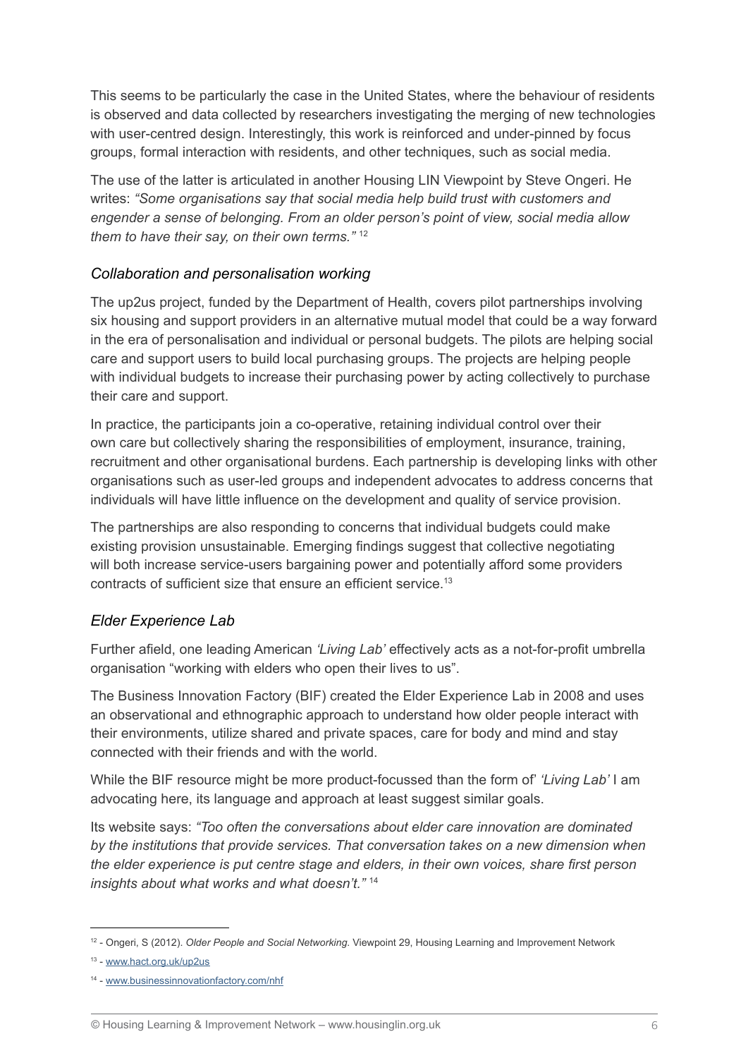This seems to be particularly the case in the United States, where the behaviour of residents is observed and data collected by researchers investigating the merging of new technologies with user-centred design. Interestingly, this work is reinforced and under-pinned by focus groups, formal interaction with residents, and other techniques, such as social media.

The use of the latter is articulated in another Housing LIN Viewpoint by Steve Ongeri. He writes: *"Some organisations say that social media help build trust with customers and engender a sense of belonging. From an older person's point of view, social media allow them to have their say, on their own terms."* [12]

### *Collaboration and personalisation working*

The up2us project, funded by the Department of Health, covers pilot partnerships involving six housing and support providers in an alternative mutual model that could be a way forward in the era of personalisation and individual or personal budgets. The pilots are helping social care and support users to build local purchasing groups. The projects are helping people with individual budgets to increase their purchasing power by acting collectively to purchase their care and support.

In practice, the participants join a co-operative, retaining individual control over their own care but collectively sharing the responsibilities of employment, insurance, training, recruitment and other organisational burdens. Each partnership is developing links with other organisations such as user-led groups and independent advocates to address concerns that individuals will have little influence on the development and quality of service provision.

The partnerships are also responding to concerns that individual budgets could make existing provision unsustainable. Emerging findings suggest that collective negotiating will both increase service-users bargaining power and potentially afford some providers contracts of sufficient size that ensure an efficient service.[13]

### *Elder Experience Lab*

Further afield, one leading American *'Living Lab'* effectively acts as a not-for-profit umbrella organisation "working with elders who open their lives to us".

The Business Innovation Factory (BIF) created the Elder Experience Lab in 2008 and uses an observational and ethnographic approach to understand how older people interact with their environments, utilize shared and private spaces, care for body and mind and stay connected with their friends and with the world.

While the BIF resource might be more product-focussed than the form of' *'Living Lab'* I am advocating here, its language and approach at least suggest similar goals.

Its website says: *"Too often the conversations about elder care innovation are dominated by the institutions that provide services. That conversation takes on a new dimension when the elder experience is put centre stage and elders, in their own voices, share first person insights about what works and what doesn't."* [14]

---

[12] - Ongeri, S (2012). *Older People and Social Networking.* Viewpoint 29, Housing Learning and Improvement Network

[13] - www.hact.org.uk/up2us

[14] - www.businessinnovationfactory.com/nhf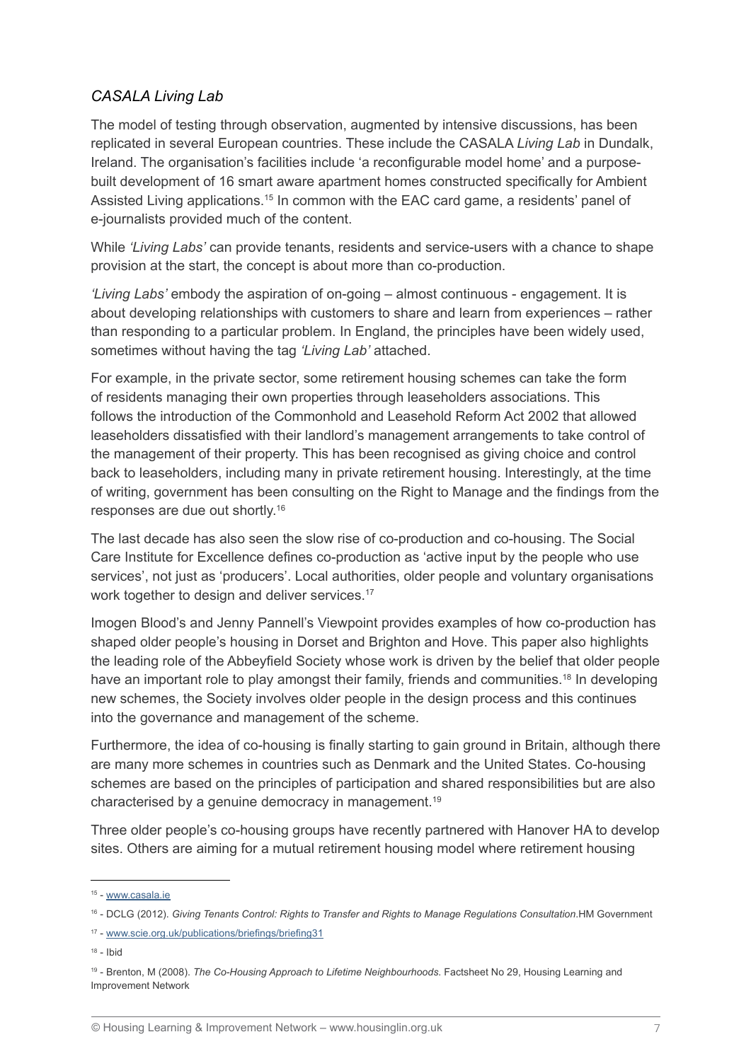### *CASALA Living Lab*

The model of testing through observation, augmented by intensive discussions, has been replicated in several European countries. These include the CASALA *Living Lab* in Dundalk, Ireland. The organisation's facilities include 'a reconfigurable model home' and a purpose-built development of 16 smart aware apartment homes constructed specifically for Ambient Assisted Living applications.[15] In common with the EAC card game, a residents' panel of e-journalists provided much of the content.

While *'Living Labs'* can provide tenants, residents and service-users with a chance to shape provision at the start, the concept is about more than co-production.

*'Living Labs'* embody the aspiration of on-going – almost continuous - engagement. It is about developing relationships with customers to share and learn from experiences – rather than responding to a particular problem. In England, the principles have been widely used, sometimes without having the tag *'Living Lab'* attached.

For example, in the private sector, some retirement housing schemes can take the form of residents managing their own properties through leaseholders associations. This follows the introduction of the Commonhold and Leasehold Reform Act 2002 that allowed leaseholders dissatisfied with their landlord's management arrangements to take control of the management of their property. This has been recognised as giving choice and control back to leaseholders, including many in private retirement housing. Interestingly, at the time of writing, government has been consulting on the Right to Manage and the findings from the responses are due out shortly.[16]

The last decade has also seen the slow rise of co-production and co-housing. The Social Care Institute for Excellence defines co-production as 'active input by the people who use services', not just as 'producers'. Local authorities, older people and voluntary organisations work together to design and deliver services.[17]

Imogen Blood's and Jenny Pannell's Viewpoint provides examples of how co-production has shaped older people's housing in Dorset and Brighton and Hove. This paper also highlights the leading role of the Abbeyfield Society whose work is driven by the belief that older people have an important role to play amongst their family, friends and communities.[18] In developing new schemes, the Society involves older people in the design process and this continues into the governance and management of the scheme.

Furthermore, the idea of co-housing is finally starting to gain ground in Britain, although there are many more schemes in countries such as Denmark and the United States. Co-housing schemes are based on the principles of participation and shared responsibilities but are also characterised by a genuine democracy in management.[19]

Three older people's co-housing groups have recently partnered with Hanover HA to develop sites. Others are aiming for a mutual retirement housing model where retirement housing

---

[15] - www.casala.ie

[16] - DCLG (2012). *Giving Tenants Control: Rights to Transfer and Rights to Manage Regulations Consultation.*HM Government

[17] - www.scie.org.uk/publications/briefings/briefing31

[18] - Ibid

[19] - Brenton, M (2008). *The Co-Housing Approach to Lifetime Neighbourhoods.* Factsheet No 29, Housing Learning and Improvement Network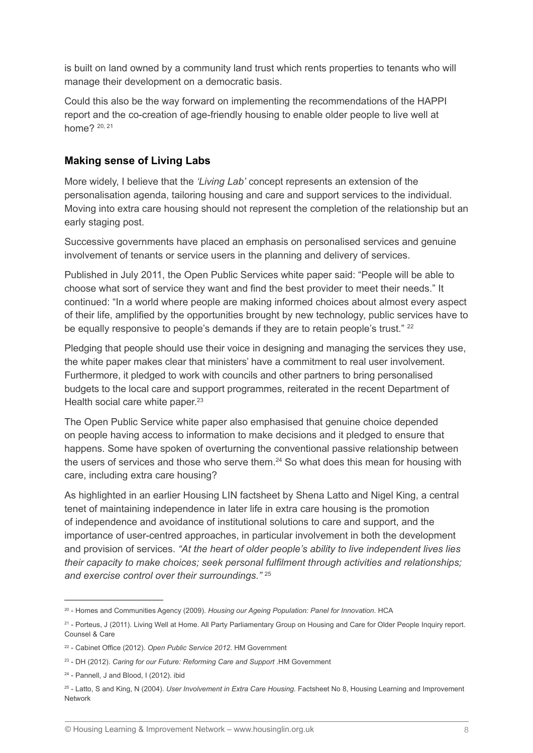is built on land owned by a community land trust which rents properties to tenants who will manage their development on a democratic basis.

Could this also be the way forward on implementing the recommendations of the HAPPI report and the co-creation of age-friendly housing to enable older people to live well at home? [20, 21]

### Making sense of Living Labs

More widely, I believe that the *'Living Lab'* concept represents an extension of the personalisation agenda, tailoring housing and care and support services to the individual. Moving into extra care housing should not represent the completion of the relationship but an early staging post.

Successive governments have placed an emphasis on personalised services and genuine involvement of tenants or service users in the planning and delivery of services.

Published in July 2011, the Open Public Services white paper said: "People will be able to choose what sort of service they want and find the best provider to meet their needs." It continued: "In a world where people are making informed choices about almost every aspect of their life, amplified by the opportunities brought by new technology, public services have to be equally responsive to people's demands if they are to retain people's trust." [22]

Pledging that people should use their voice in designing and managing the services they use, the white paper makes clear that ministers' have a commitment to real user involvement. Furthermore, it pledged to work with councils and other partners to bring personalised budgets to the local care and support programmes, reiterated in the recent Department of Health social care white paper.[23]

The Open Public Service white paper also emphasised that genuine choice depended on people having access to information to make decisions and it pledged to ensure that happens. Some have spoken of overturning the conventional passive relationship between the users of services and those who serve them.[24] So what does this mean for housing with care, including extra care housing?

As highlighted in an earlier Housing LIN factsheet by Shena Latto and Nigel King, a central tenet of maintaining independence in later life in extra care housing is the promotion of independence and avoidance of institutional solutions to care and support, and the importance of user-centred approaches, in particular involvement in both the development and provision of services. *"At the heart of older people's ability to live independent lives lies their capacity to make choices; seek personal fulfilment through activities and relationships; and exercise control over their surroundings."* [25]

---

[20] - Homes and Communities Agency (2009). *Housing our Ageing Population: Panel for Innovation*. HCA

[21] - Porteus, J (2011). Living Well at Home. All Party Parliamentary Group on Housing and Care for Older People Inquiry report. Counsel & Care

[22] - Cabinet Office (2012). *Open Public Service 2012*. HM Government

[23] - DH (2012). *Caring for our Future: Reforming Care and Support* .HM Government

[24] - Pannell, J and Blood, I (2012). ibid

[25] - Latto, S and King, N (2004). *User Involvement in Extra Care Housing.* Factsheet No 8, Housing Learning and Improvement Network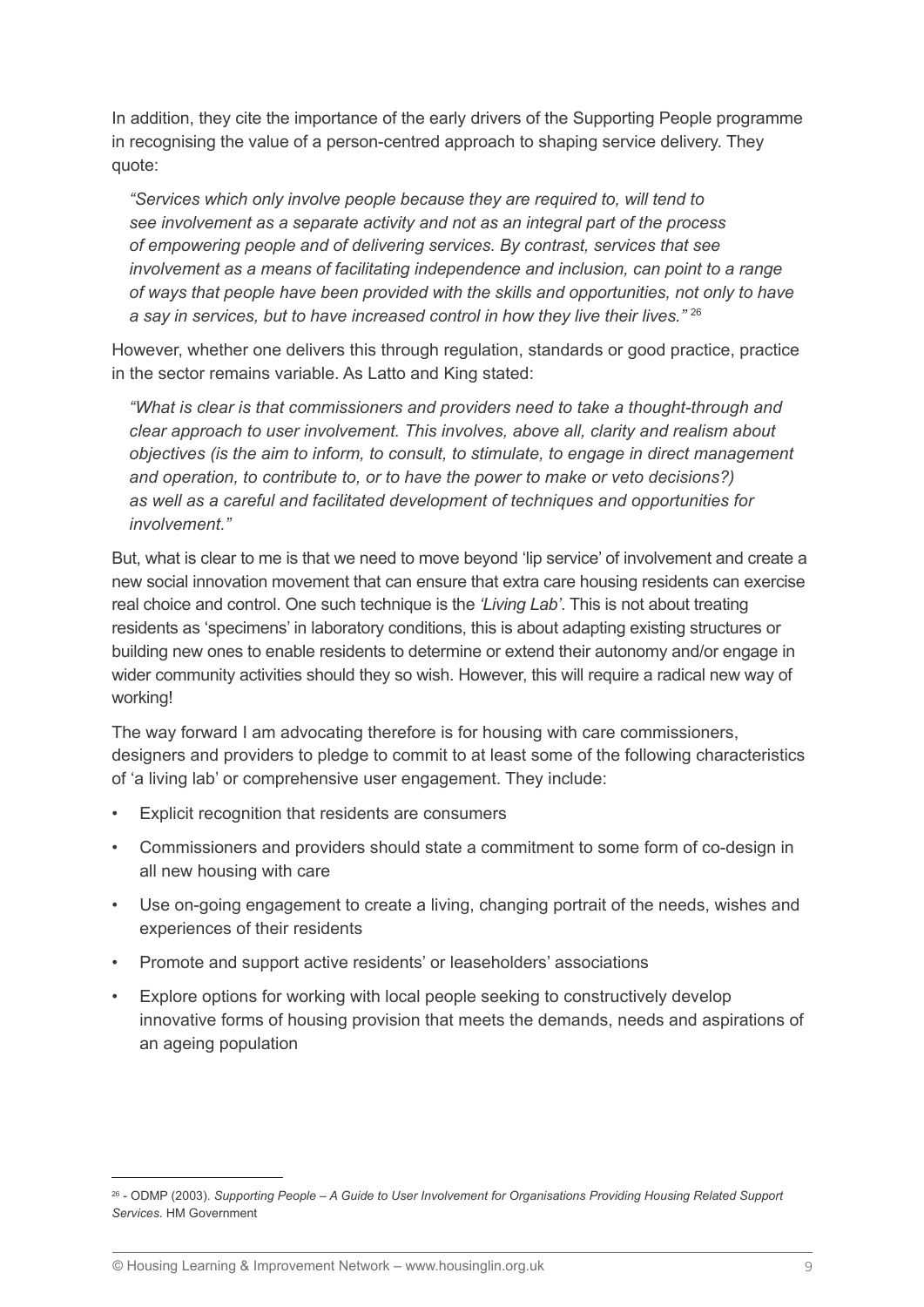In addition, they cite the importance of the early drivers of the Supporting People programme in recognising the value of a person-centred approach to shaping service delivery. They quote:

> *"Services which only involve people because they are required to, will tend to see involvement as a separate activity and not as an integral part of the process of empowering people and of delivering services. By contrast, services that see involvement as a means of facilitating independence and inclusion, can point to a range of ways that people have been provided with the skills and opportunities, not only to have a say in services, but to have increased control in how they live their lives."* [26]

However, whether one delivers this through regulation, standards or good practice, practice in the sector remains variable. As Latto and King stated:

> *"What is clear is that commissioners and providers need to take a thought-through and clear approach to user involvement. This involves, above all, clarity and realism about objectives (is the aim to inform, to consult, to stimulate, to engage in direct management and operation, to contribute to, or to have the power to make or veto decisions?) as well as a careful and facilitated development of techniques and opportunities for involvement."*

But, what is clear to me is that we need to move beyond 'lip service' of involvement and create a new social innovation movement that can ensure that extra care housing residents can exercise real choice and control. One such technique is the *'Living Lab'*. This is not about treating residents as 'specimens' in laboratory conditions, this is about adapting existing structures or building new ones to enable residents to determine or extend their autonomy and/or engage in wider community activities should they so wish. However, this will require a radical new way of working!

The way forward I am advocating therefore is for housing with care commissioners, designers and providers to pledge to commit to at least some of the following characteristics of 'a living lab' or comprehensive user engagement. They include:

- Explicit recognition that residents are consumers
- Commissioners and providers should state a commitment to some form of co-design in all new housing with care
- Use on-going engagement to create a living, changing portrait of the needs, wishes and experiences of their residents
- Promote and support active residents' or leaseholders' associations
- Explore options for working with local people seeking to constructively develop innovative forms of housing provision that meets the demands, needs and aspirations of an ageing population

---

[26] - ODMP (2003). *Supporting People – A Guide to User Involvement for Organisations Providing Housing Related Support Services*. HM Government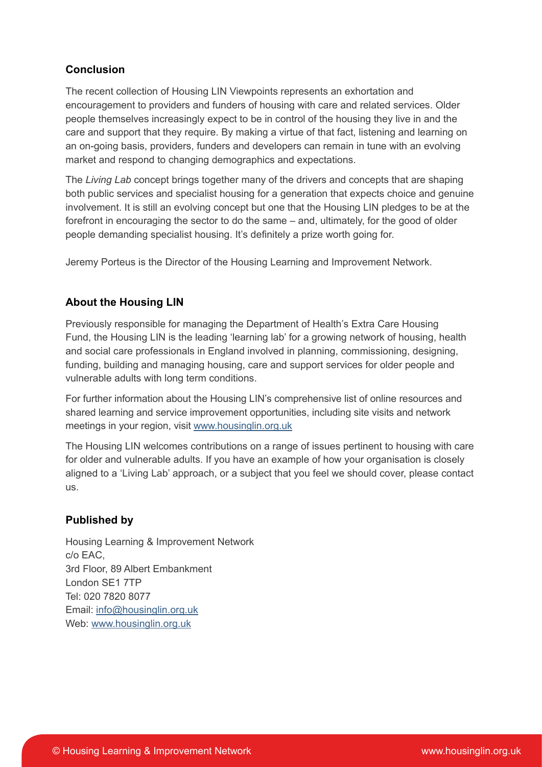## Conclusion

The recent collection of Housing LIN Viewpoints represents an exhortation and encouragement to providers and funders of housing with care and related services. Older people themselves increasingly expect to be in control of the housing they live in and the care and support that they require. By making a virtue of that fact, listening and learning on an on-going basis, providers, funders and developers can remain in tune with an evolving market and respond to changing demographics and expectations.

The *Living Lab* concept brings together many of the drivers and concepts that are shaping both public services and specialist housing for a generation that expects choice and genuine involvement. It is still an evolving concept but one that the Housing LIN pledges to be at the forefront in encouraging the sector to do the same – and, ultimately, for the good of older people demanding specialist housing. It's definitely a prize worth going for.

Jeremy Porteus is the Director of the Housing Learning and Improvement Network.

## About the Housing LIN

Previously responsible for managing the Department of Health's Extra Care Housing Fund, the Housing LIN is the leading 'learning lab' for a growing network of housing, health and social care professionals in England involved in planning, commissioning, designing, funding, building and managing housing, care and support services for older people and vulnerable adults with long term conditions.

For further information about the Housing LIN's comprehensive list of online resources and shared learning and service improvement opportunities, including site visits and network meetings in your region, visit www.housinglin.org.uk

The Housing LIN welcomes contributions on a range of issues pertinent to housing with care for older and vulnerable adults. If you have an example of how your organisation is closely aligned to a 'Living Lab' approach, or a subject that you feel we should cover, please contact us.

## Published by

Housing Learning & Improvement Network
c/o EAC,
3rd Floor, 89 Albert Embankment
London SE1 7TP
Tel: 020 7820 8077
Email: info@housinglin.org.uk
Web: www.housinglin.org.uk

© Housing Learning & Improvement Network